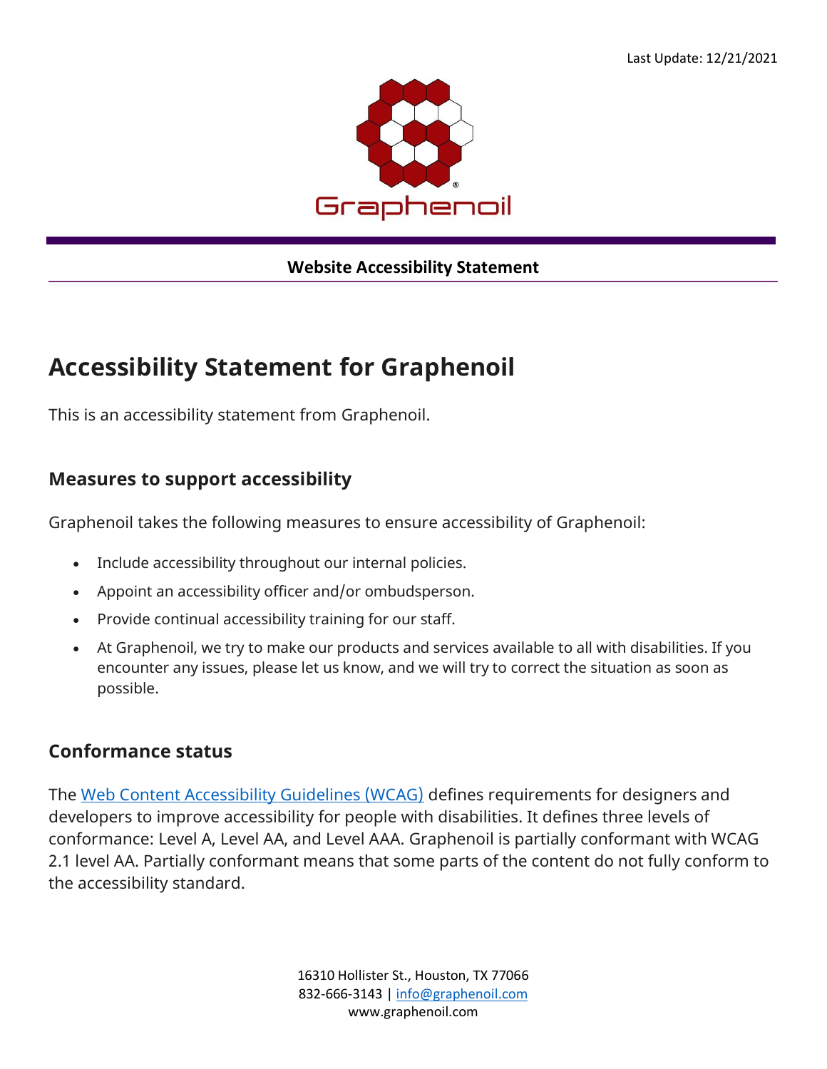Last Update: 12/21/2021

Graphenoil®

**Website Accessibility Statement**

# Accessibility Statement for Graphenoil

This is an accessibility statement from Graphenoil.

## Measures to support accessibility

Graphenoil takes the following measures to ensure accessibility of Graphenoil:

- Include accessibility throughout our internal policies.
- Appoint an accessibility officer and/or ombudsperson.
- Provide continual accessibility training for our staff.
- At Graphenoil, we try to make our products and services available to all with disabilities. If you encounter any issues, please let us know, and we will try to correct the situation as soon as possible.

## Conformance status

The [Web Content Accessibility Guidelines (WCAG)] defines requirements for designers and developers to improve accessibility for people with disabilities. It defines three levels of conformance: Level A, Level AA, and Level AAA. Graphenoil is partially conformant with WCAG 2.1 level AA. Partially conformant means that some parts of the content do not fully conform to the accessibility standard.

16310 Hollister St., Houston, TX 77066
832-666-3143 | info@graphenoil.com
www.graphenoil.com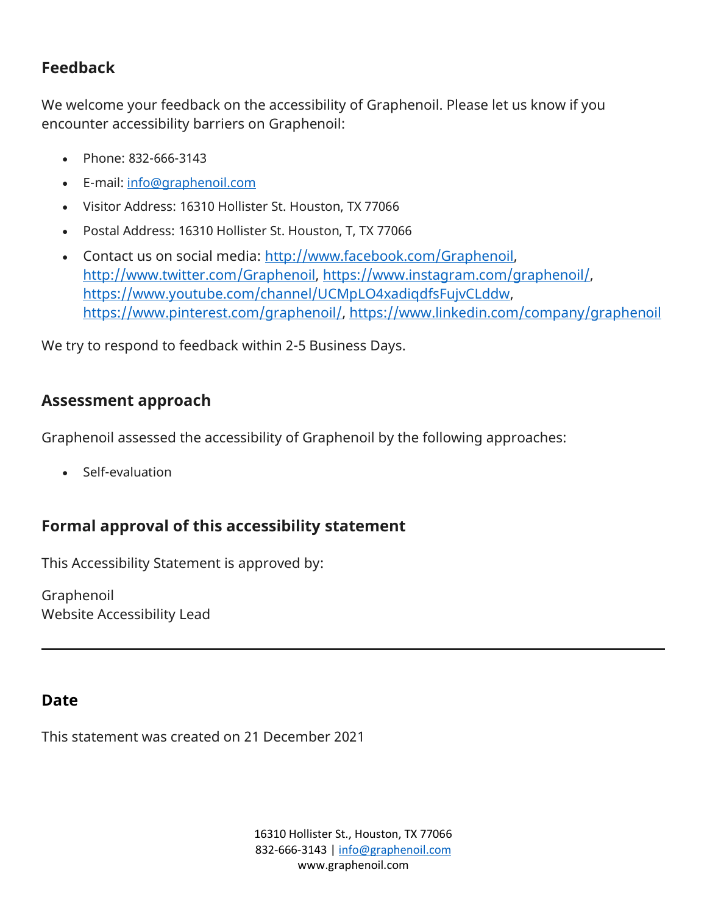## Feedback

We welcome your feedback on the accessibility of Graphenoil. Please let us know if you encounter accessibility barriers on Graphenoil:

- Phone: 832-666-3143
- E-mail: info@graphenoil.com
- Visitor Address: 16310 Hollister St. Houston, TX 77066
- Postal Address: 16310 Hollister St. Houston, T, TX 77066
- Contact us on social media: http://www.facebook.com/Graphenoil, http://www.twitter.com/Graphenoil, https://www.instagram.com/graphenoil/, https://www.youtube.com/channel/UCMpLO4xadiqdfsFujvCLddw, https://www.pinterest.com/graphenoil/, https://www.linkedin.com/company/graphenoil

We try to respond to feedback within 2-5 Business Days.

## Assessment approach

Graphenoil assessed the accessibility of Graphenoil by the following approaches:

- Self-evaluation

## Formal approval of this accessibility statement

This Accessibility Statement is approved by:

Graphenoil
Website Accessibility Lead

---

## Date

This statement was created on 21 December 2021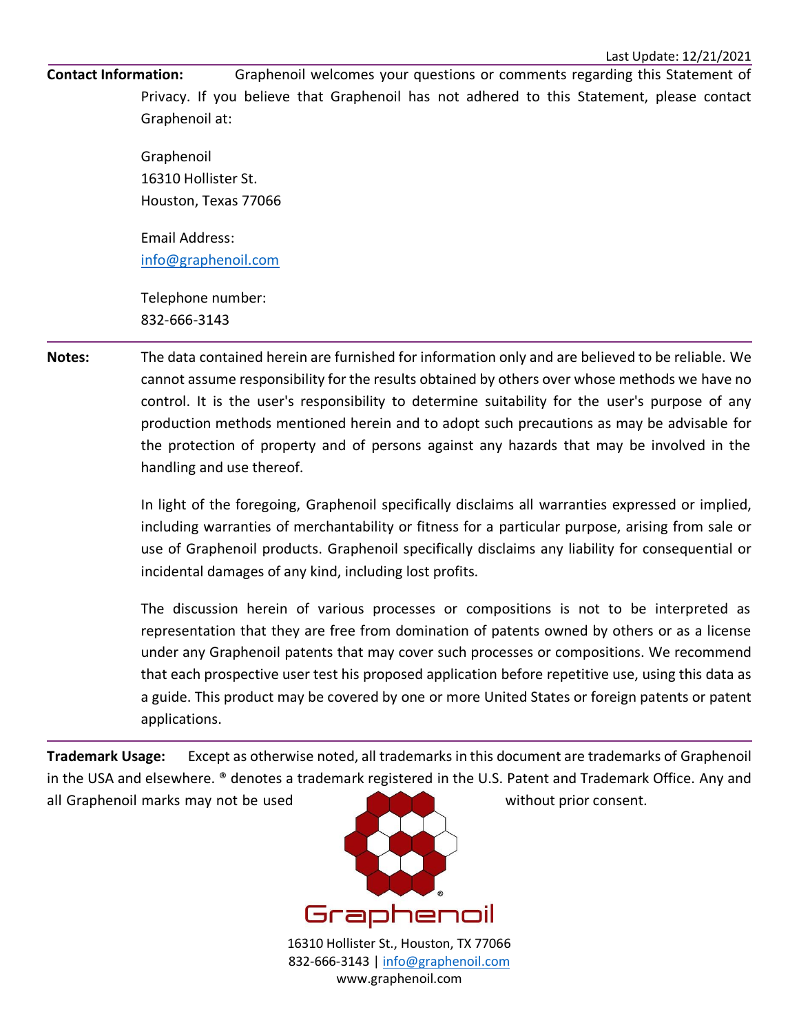Last Update: 12/21/2021

**Contact Information:** Graphenoil welcomes your questions or comments regarding this Statement of Privacy. If you believe that Graphenoil has not adhered to this Statement, please contact Graphenoil at:

Graphenoil
16310 Hollister St.
Houston, Texas 77066

Email Address:
info@graphenoil.com

Telephone number:
832-666-3143

---

**Notes:** The data contained herein are furnished for information only and are believed to be reliable. We cannot assume responsibility for the results obtained by others over whose methods we have no control. It is the user's responsibility to determine suitability for the user's purpose of any production methods mentioned herein and to adopt such precautions as may be advisable for the protection of property and of persons against any hazards that may be involved in the handling and use thereof.

In light of the foregoing, Graphenoil specifically disclaims all warranties expressed or implied, including warranties of merchantability or fitness for a particular purpose, arising from sale or use of Graphenoil products. Graphenoil specifically disclaims any liability for consequential or incidental damages of any kind, including lost profits.

The discussion herein of various processes or compositions is not to be interpreted as representation that they are free from domination of patents owned by others or as a license under any Graphenoil patents that may cover such processes or compositions. We recommend that each prospective user test his proposed application before repetitive use, using this data as a guide. This product may be covered by one or more United States or foreign patents or patent applications.

---

**Trademark Usage:** Except as otherwise noted, all trademarks in this document are trademarks of Graphenoil in the USA and elsewhere. ® denotes a trademark registered in the U.S. Patent and Trademark Office. Any and all Graphenoil marks may not be used without prior consent.

Graphenoil

16310 Hollister St., Houston, TX 77066
832-666-3143 | info@graphenoil.com
www.graphenoil.com